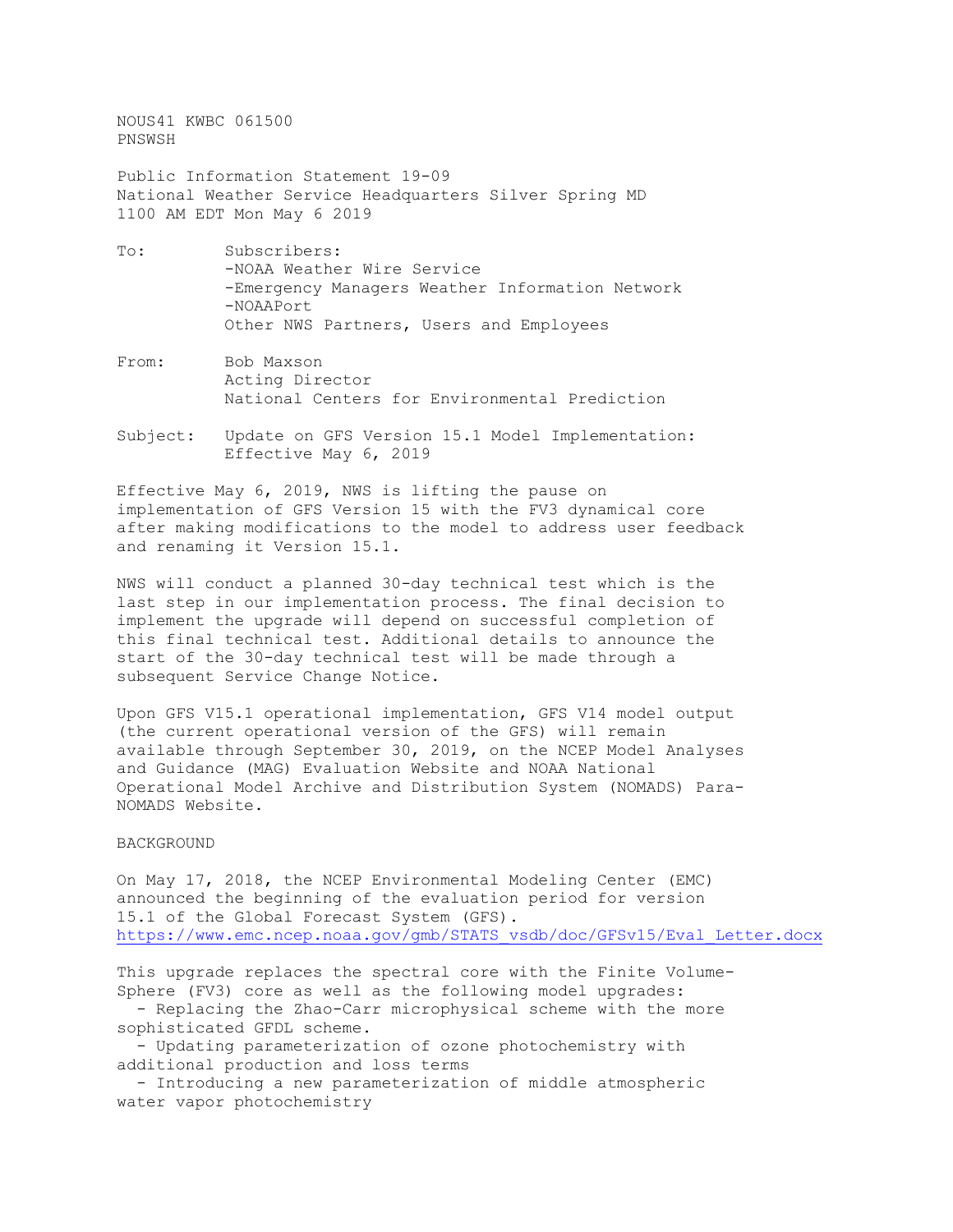NOUS41 KWBC 061500
PNSWSH

Public Information Statement 19-09
National Weather Service Headquarters Silver Spring MD
1100 AM EDT Mon May 6 2019

To: Subscribers:
-NOAA Weather Wire Service
-Emergency Managers Weather Information Network
-NOAAPort
Other NWS Partners, Users and Employees

From: Bob Maxson
Acting Director
National Centers for Environmental Prediction

Subject: Update on GFS Version 15.1 Model Implementation:
Effective May 6, 2019

Effective May 6, 2019, NWS is lifting the pause on implementation of GFS Version 15 with the FV3 dynamical core after making modifications to the model to address user feedback and renaming it Version 15.1.

NWS will conduct a planned 30-day technical test which is the last step in our implementation process. The final decision to implement the upgrade will depend on successful completion of this final technical test. Additional details to announce the start of the 30-day technical test will be made through a subsequent Service Change Notice.

Upon GFS V15.1 operational implementation, GFS V14 model output (the current operational version of the GFS) will remain available through September 30, 2019, on the NCEP Model Analyses and Guidance (MAG) Evaluation Website and NOAA National Operational Model Archive and Distribution System (NOMADS) Para-NOMADS Website.

BACKGROUND

On May 17, 2018, the NCEP Environmental Modeling Center (EMC) announced the beginning of the evaluation period for version 15.1 of the Global Forecast System (GFS).
https://www.emc.ncep.noaa.gov/gmb/STATS_vsdb/doc/GFSv15/Eval_Letter.docx

This upgrade replaces the spectral core with the Finite Volume-Sphere (FV3) core as well as the following model upgrades:

- Replacing the Zhao-Carr microphysical scheme with the more sophisticated GFDL scheme.
- Updating parameterization of ozone photochemistry with additional production and loss terms
- Introducing a new parameterization of middle atmospheric water vapor photochemistry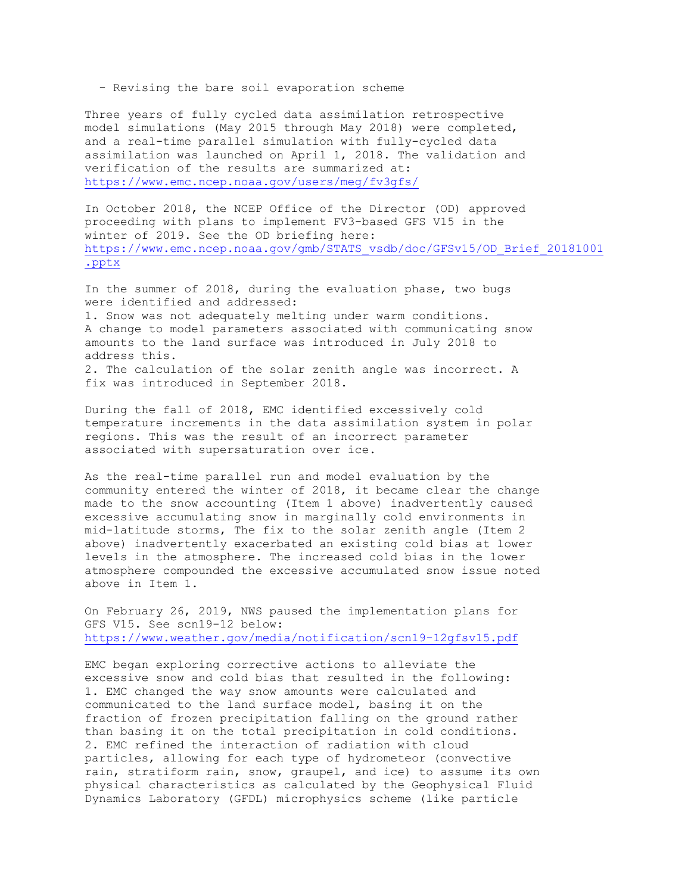- Revising the bare soil evaporation scheme

Three years of fully cycled data assimilation retrospective model simulations (May 2015 through May 2018) were completed, and a real-time parallel simulation with fully-cycled data assimilation was launched on April 1, 2018. The validation and verification of the results are summarized at: https://www.emc.ncep.noaa.gov/users/meg/fv3gfs/

In October 2018, the NCEP Office of the Director (OD) approved proceeding with plans to implement FV3-based GFS V15 in the winter of 2019. See the OD briefing here: https://www.emc.ncep.noaa.gov/gmb/STATS_vsdb/doc/GFSv15/OD_Brief_20181001.pptx

In the summer of 2018, during the evaluation phase, two bugs were identified and addressed:
1. Snow was not adequately melting under warm conditions. A change to model parameters associated with communicating snow amounts to the land surface was introduced in July 2018 to address this.
2. The calculation of the solar zenith angle was incorrect. A fix was introduced in September 2018.

During the fall of 2018, EMC identified excessively cold temperature increments in the data assimilation system in polar regions. This was the result of an incorrect parameter associated with supersaturation over ice.

As the real-time parallel run and model evaluation by the community entered the winter of 2018, it became clear the change made to the snow accounting (Item 1 above) inadvertently caused excessive accumulating snow in marginally cold environments in mid-latitude storms, The fix to the solar zenith angle (Item 2 above) inadvertently exacerbated an existing cold bias at lower levels in the atmosphere. The increased cold bias in the lower atmosphere compounded the excessive accumulated snow issue noted above in Item 1.

On February 26, 2019, NWS paused the implementation plans for GFS V15. See scn19-12 below: https://www.weather.gov/media/notification/scn19-12gfsv15.pdf

EMC began exploring corrective actions to alleviate the excessive snow and cold bias that resulted in the following:
1. EMC changed the way snow amounts were calculated and communicated to the land surface model, basing it on the fraction of frozen precipitation falling on the ground rather than basing it on the total precipitation in cold conditions.
2. EMC refined the interaction of radiation with cloud particles, allowing for each type of hydrometeor (convective rain, stratiform rain, snow, graupel, and ice) to assume its own physical characteristics as calculated by the Geophysical Fluid Dynamics Laboratory (GFDL) microphysics scheme (like particle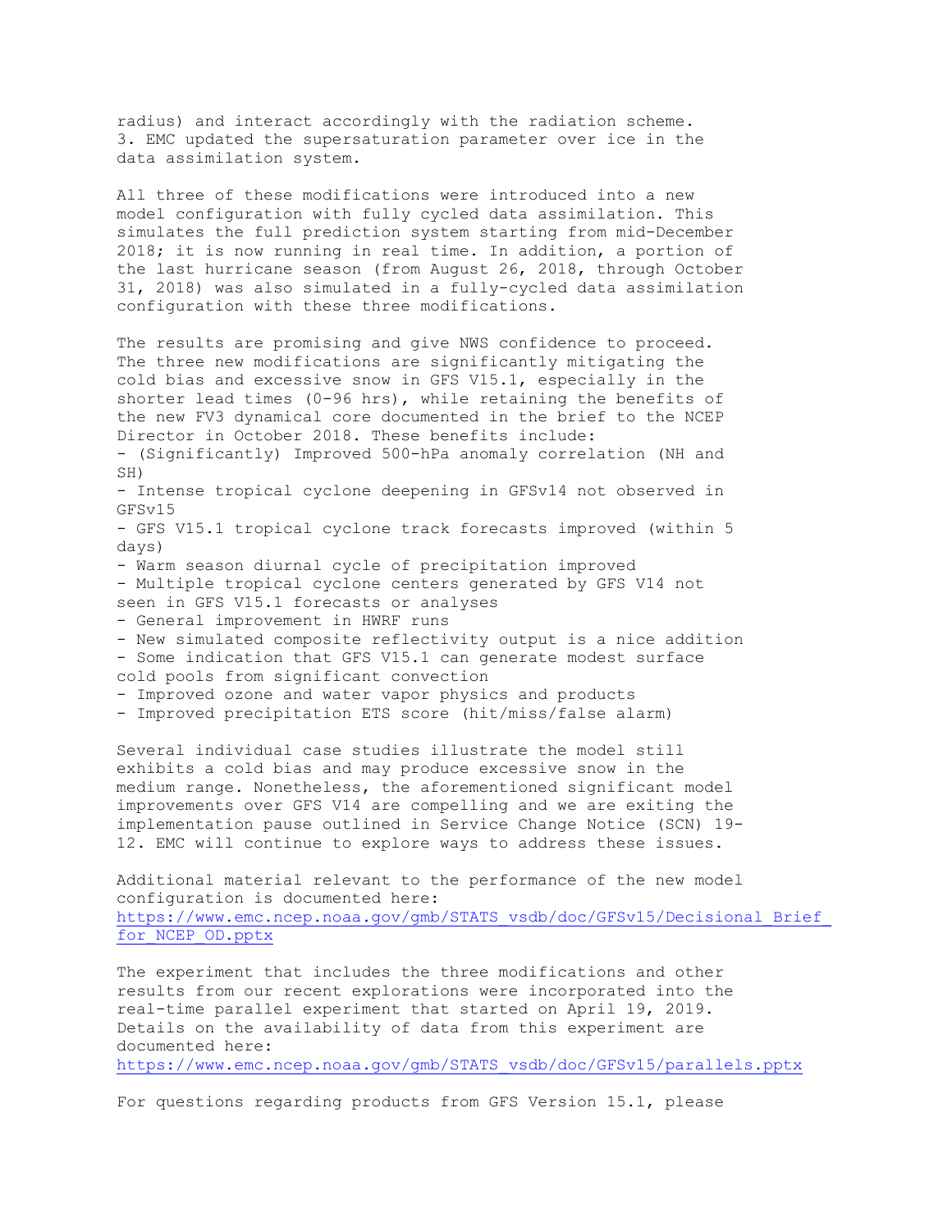radius) and interact accordingly with the radiation scheme.
3. EMC updated the supersaturation parameter over ice in the data assimilation system.

All three of these modifications were introduced into a new model configuration with fully cycled data assimilation. This simulates the full prediction system starting from mid-December 2018; it is now running in real time. In addition, a portion of the last hurricane season (from August 26, 2018, through October 31, 2018) was also simulated in a fully-cycled data assimilation configuration with these three modifications.

The results are promising and give NWS confidence to proceed. The three new modifications are significantly mitigating the cold bias and excessive snow in GFS V15.1, especially in the shorter lead times (0-96 hrs), while retaining the benefits of the new FV3 dynamical core documented in the brief to the NCEP Director in October 2018. These benefits include:

- (Significantly) Improved 500-hPa anomaly correlation (NH and SH)
- Intense tropical cyclone deepening in GFSv14 not observed in GFSv15
- GFS V15.1 tropical cyclone track forecasts improved (within 5 days)
- Warm season diurnal cycle of precipitation improved
- Multiple tropical cyclone centers generated by GFS V14 not seen in GFS V15.1 forecasts or analyses
- General improvement in HWRF runs
- New simulated composite reflectivity output is a nice addition
- Some indication that GFS V15.1 can generate modest surface cold pools from significant convection
- Improved ozone and water vapor physics and products
- Improved precipitation ETS score (hit/miss/false alarm)

Several individual case studies illustrate the model still exhibits a cold bias and may produce excessive snow in the medium range. Nonetheless, the aforementioned significant model improvements over GFS V14 are compelling and we are exiting the implementation pause outlined in Service Change Notice (SCN) 19-12. EMC will continue to explore ways to address these issues.

Additional material relevant to the performance of the new model configuration is documented here:
https://www.emc.ncep.noaa.gov/gmb/STATS_vsdb/doc/GFSv15/Decisional_Brief_for_NCEP_OD.pptx

The experiment that includes the three modifications and other results from our recent explorations were incorporated into the real-time parallel experiment that started on April 19, 2019. Details on the availability of data from this experiment are documented here:
https://www.emc.ncep.noaa.gov/gmb/STATS_vsdb/doc/GFSv15/parallels.pptx

For questions regarding products from GFS Version 15.1, please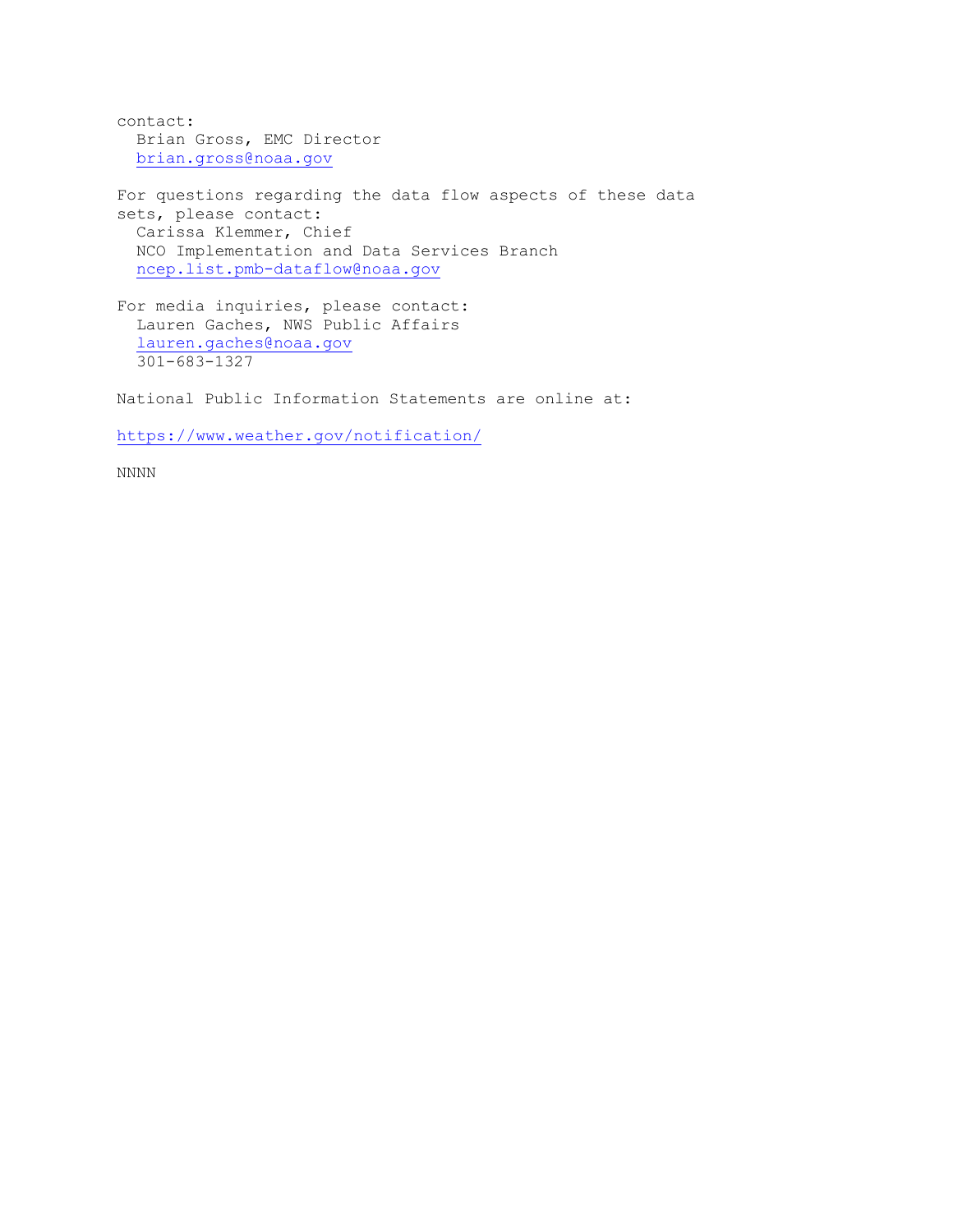contact:
  Brian Gross, EMC Director
  brian.gross@noaa.gov

For questions regarding the data flow aspects of these data sets, please contact:
  Carissa Klemmer, Chief
  NCO Implementation and Data Services Branch
  ncep.list.pmb-dataflow@noaa.gov

For media inquiries, please contact:
  Lauren Gaches, NWS Public Affairs
  lauren.gaches@noaa.gov
  301-683-1327

National Public Information Statements are online at:

https://www.weather.gov/notification/

NNNN